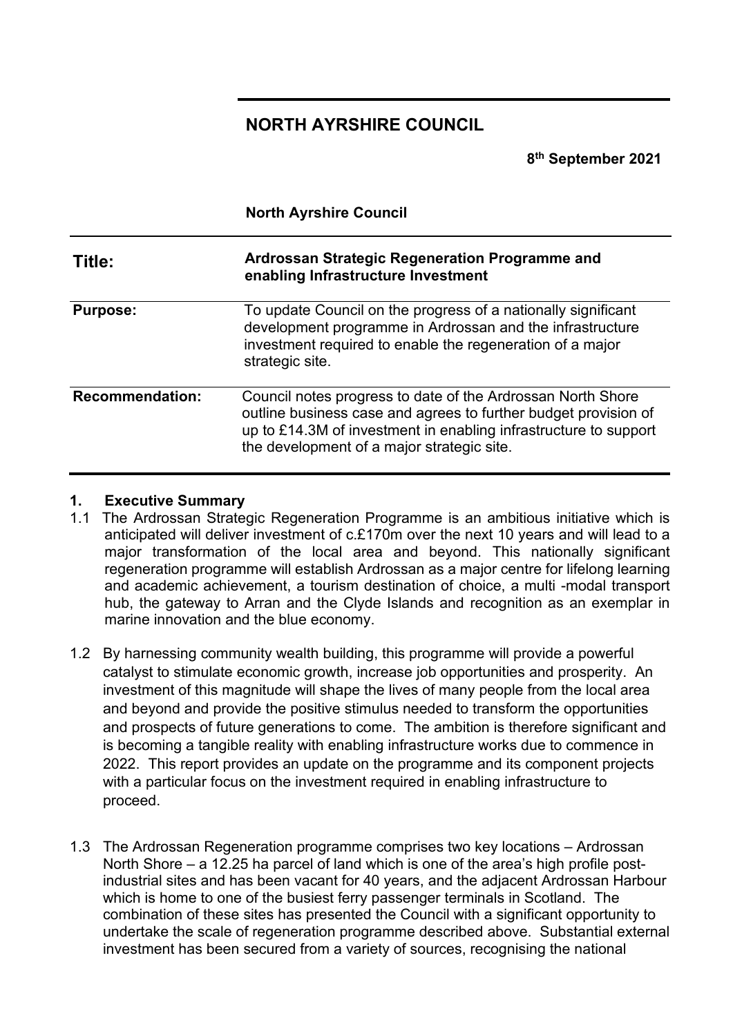# NORTH AYRSHIRE COUNCIL

**8th September 2021**

**North Ayrshire Council**

| | |
|---|---|
| **Title:** | **Ardrossan Strategic Regeneration Programme and enabling Infrastructure Investment** |
| **Purpose:** | To update Council on the progress of a nationally significant development programme in Ardrossan and the infrastructure investment required to enable the regeneration of a major strategic site. |
| **Recommendation:** | Council notes progress to date of the Ardrossan North Shore outline business case and agrees to further budget provision of up to £14.3M of investment in enabling infrastructure to support the development of a major strategic site. |

## 1. Executive Summary

1.1 The Ardrossan Strategic Regeneration Programme is an ambitious initiative which is anticipated will deliver investment of c.£170m over the next 10 years and will lead to a major transformation of the local area and beyond. This nationally significant regeneration programme will establish Ardrossan as a major centre for lifelong learning and academic achievement, a tourism destination of choice, a multi -modal transport hub, the gateway to Arran and the Clyde Islands and recognition as an exemplar in marine innovation and the blue economy.

1.2 By harnessing community wealth building, this programme will provide a powerful catalyst to stimulate economic growth, increase job opportunities and prosperity. An investment of this magnitude will shape the lives of many people from the local area and beyond and provide the positive stimulus needed to transform the opportunities and prospects of future generations to come. The ambition is therefore significant and is becoming a tangible reality with enabling infrastructure works due to commence in 2022. This report provides an update on the programme and its component projects with a particular focus on the investment required in enabling infrastructure to proceed.

1.3 The Ardrossan Regeneration programme comprises two key locations – Ardrossan North Shore – a 12.25 ha parcel of land which is one of the area's high profile post-industrial sites and has been vacant for 40 years, and the adjacent Ardrossan Harbour which is home to one of the busiest ferry passenger terminals in Scotland. The combination of these sites has presented the Council with a significant opportunity to undertake the scale of regeneration programme described above. Substantial external investment has been secured from a variety of sources, recognising the national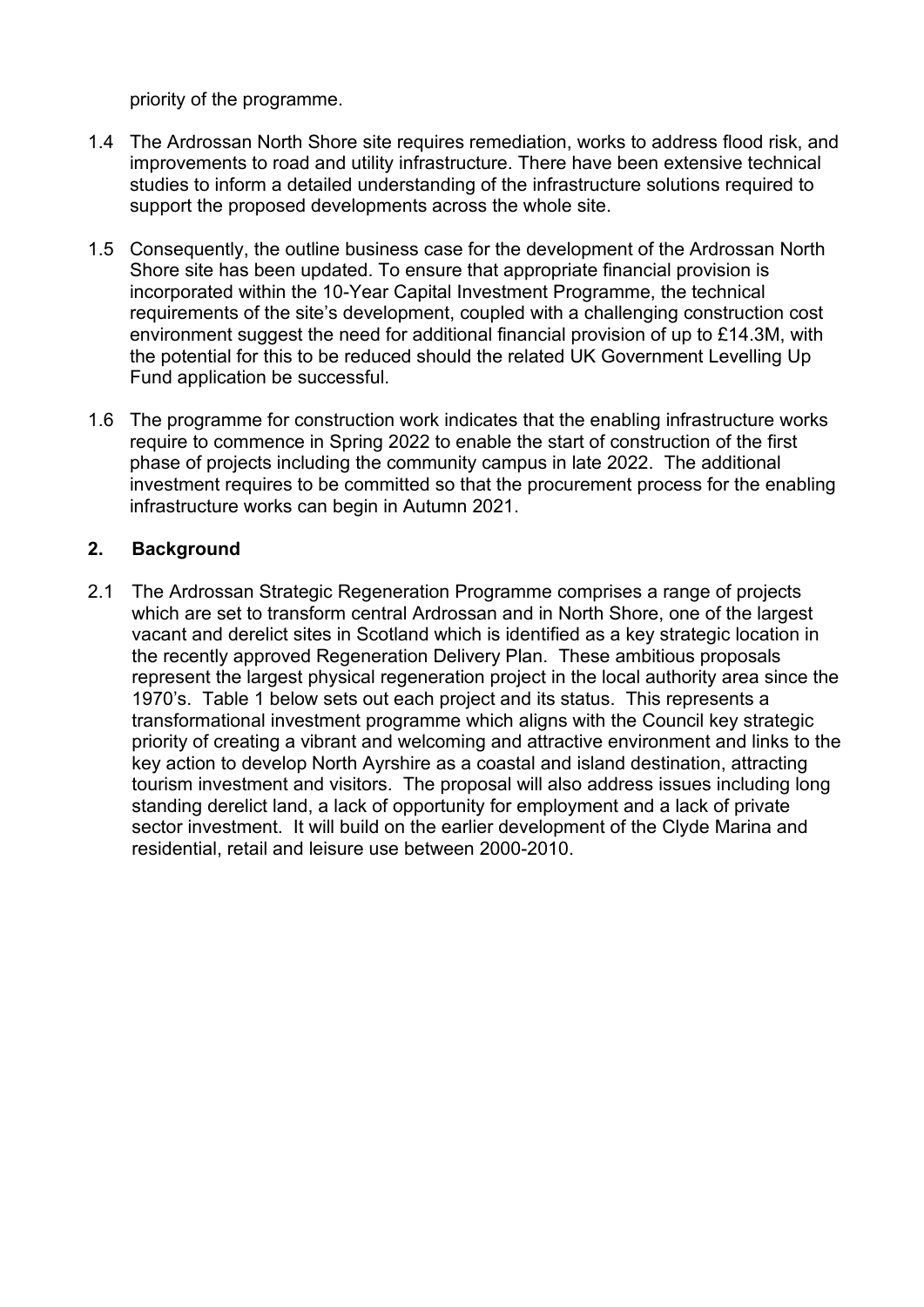priority of the programme.

1.4 The Ardrossan North Shore site requires remediation, works to address flood risk, and improvements to road and utility infrastructure. There have been extensive technical studies to inform a detailed understanding of the infrastructure solutions required to support the proposed developments across the whole site.

1.5 Consequently, the outline business case for the development of the Ardrossan North Shore site has been updated. To ensure that appropriate financial provision is incorporated within the 10-Year Capital Investment Programme, the technical requirements of the site's development, coupled with a challenging construction cost environment suggest the need for additional financial provision of up to £14.3M, with the potential for this to be reduced should the related UK Government Levelling Up Fund application be successful.

1.6 The programme for construction work indicates that the enabling infrastructure works require to commence in Spring 2022 to enable the start of construction of the first phase of projects including the community campus in late 2022. The additional investment requires to be committed so that the procurement process for the enabling infrastructure works can begin in Autumn 2021.

## 2. Background

2.1 The Ardrossan Strategic Regeneration Programme comprises a range of projects which are set to transform central Ardrossan and in North Shore, one of the largest vacant and derelict sites in Scotland which is identified as a key strategic location in the recently approved Regeneration Delivery Plan. These ambitious proposals represent the largest physical regeneration project in the local authority area since the 1970's. Table 1 below sets out each project and its status. This represents a transformational investment programme which aligns with the Council key strategic priority of creating a vibrant and welcoming and attractive environment and links to the key action to develop North Ayrshire as a coastal and island destination, attracting tourism investment and visitors. The proposal will also address issues including long standing derelict land, a lack of opportunity for employment and a lack of private sector investment. It will build on the earlier development of the Clyde Marina and residential, retail and leisure use between 2000-2010.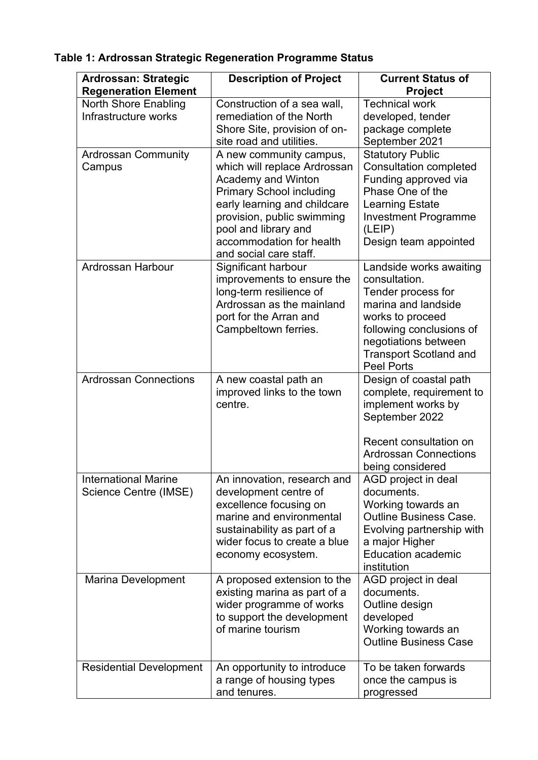**Table 1: Ardrossan Strategic Regeneration Programme Status**

| Ardrossan: Strategic Regeneration Element | Description of Project | Current Status of Project |
|---|---|---|
| North Shore Enabling Infrastructure works | Construction of a sea wall, remediation of the North Shore Site, provision of on-site road and utilities. | Technical work developed, tender package complete September 2021 |
| Ardrossan Community Campus | A new community campus, which will replace Ardrossan Academy and Winton Primary School including early learning and childcare provision, public swimming pool and library and accommodation for health and social care staff. | Statutory Public Consultation completed<br>Funding approved via Phase One of the Learning Estate Investment Programme (LEIP)<br>Design team appointed |
| Ardrossan Harbour | Significant harbour improvements to ensure the long-term resilience of Ardrossan as the mainland port for the Arran and Campbeltown ferries. | Landside works awaiting consultation.<br>Tender process for marina and landside works to proceed following conclusions of negotiations between Transport Scotland and Peel Ports |
| Ardrossan Connections | A new coastal path an improved links to the town centre. | Design of coastal path complete, requirement to implement works by September 2022<br><br>Recent consultation on Ardrossan Connections being considered |
| International Marine Science Centre (IMSE) | An innovation, research and development centre of excellence focusing on marine and environmental sustainability as part of a wider focus to create a blue economy ecosystem. | AGD project in deal documents.<br>Working towards an Outline Business Case.<br>Evolving partnership with a major Higher Education academic institution |
| Marina Development | A proposed extension to the existing marina as part of a wider programme of works to support the development of marine tourism | AGD project in deal documents.<br>Outline design developed<br>Working towards an Outline Business Case |
| Residential Development | An opportunity to introduce a range of housing types and tenures. | To be taken forwards once the campus is progressed |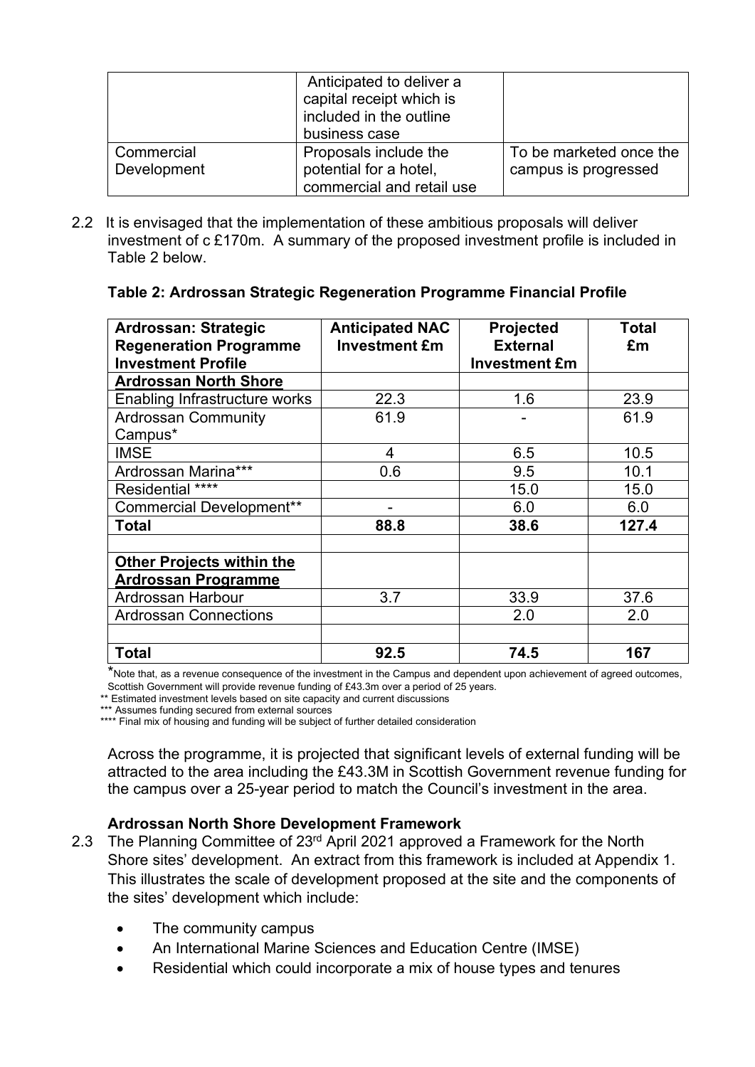|  | Anticipated to deliver a capital receipt which is included in the outline business case |  |
|---|---|---|
| Commercial Development | Proposals include the potential for a hotel, commercial and retail use | To be marketed once the campus is progressed |

2.2 It is envisaged that the implementation of these ambitious proposals will deliver investment of c £170m. A summary of the proposed investment profile is included in Table 2 below.

**Table 2: Ardrossan Strategic Regeneration Programme Financial Profile**

| Ardrossan: Strategic Regeneration Programme Investment Profile | Anticipated NAC Investment £m | Projected External Investment £m | Total £m |
|---|---|---|---|
| **Ardrossan North Shore** |  |  |  |
| Enabling Infrastructure works | 22.3 | 1.6 | 23.9 |
| Ardrossan Community Campus* | 61.9 | - | 61.9 |
| IMSE | 4 | 6.5 | 10.5 |
| Ardrossan Marina*** | 0.6 | 9.5 | 10.1 |
| Residential **** |  | 15.0 | 15.0 |
| Commercial Development** | - | 6.0 | 6.0 |
| **Total** | **88.8** | **38.6** | **127.4** |
|  |  |  |  |
| **Other Projects within the Ardrossan Programme** |  |  |  |
| Ardrossan Harbour | 3.7 | 33.9 | 37.6 |
| Ardrossan Connections |  | 2.0 | 2.0 |
|  |  |  |  |
| **Total** | **92.5** | **74.5** | **167** |

*Note that, as a revenue consequence of the investment in the Campus and dependent upon achievement of agreed outcomes, Scottish Government will provide revenue funding of £43.3m over a period of 25 years.
** Estimated investment levels based on site capacity and current discussions
*** Assumes funding secured from external sources
**** Final mix of housing and funding will be subject of further detailed consideration

Across the programme, it is projected that significant levels of external funding will be attracted to the area including the £43.3M in Scottish Government revenue funding for the campus over a 25-year period to match the Council's investment in the area.

**Ardrossan North Shore Development Framework**

2.3 The Planning Committee of 23rd April 2021 approved a Framework for the North Shore sites' development. An extract from this framework is included at Appendix 1. This illustrates the scale of development proposed at the site and the components of the sites' development which include:

- The community campus
- An International Marine Sciences and Education Centre (IMSE)
- Residential which could incorporate a mix of house types and tenures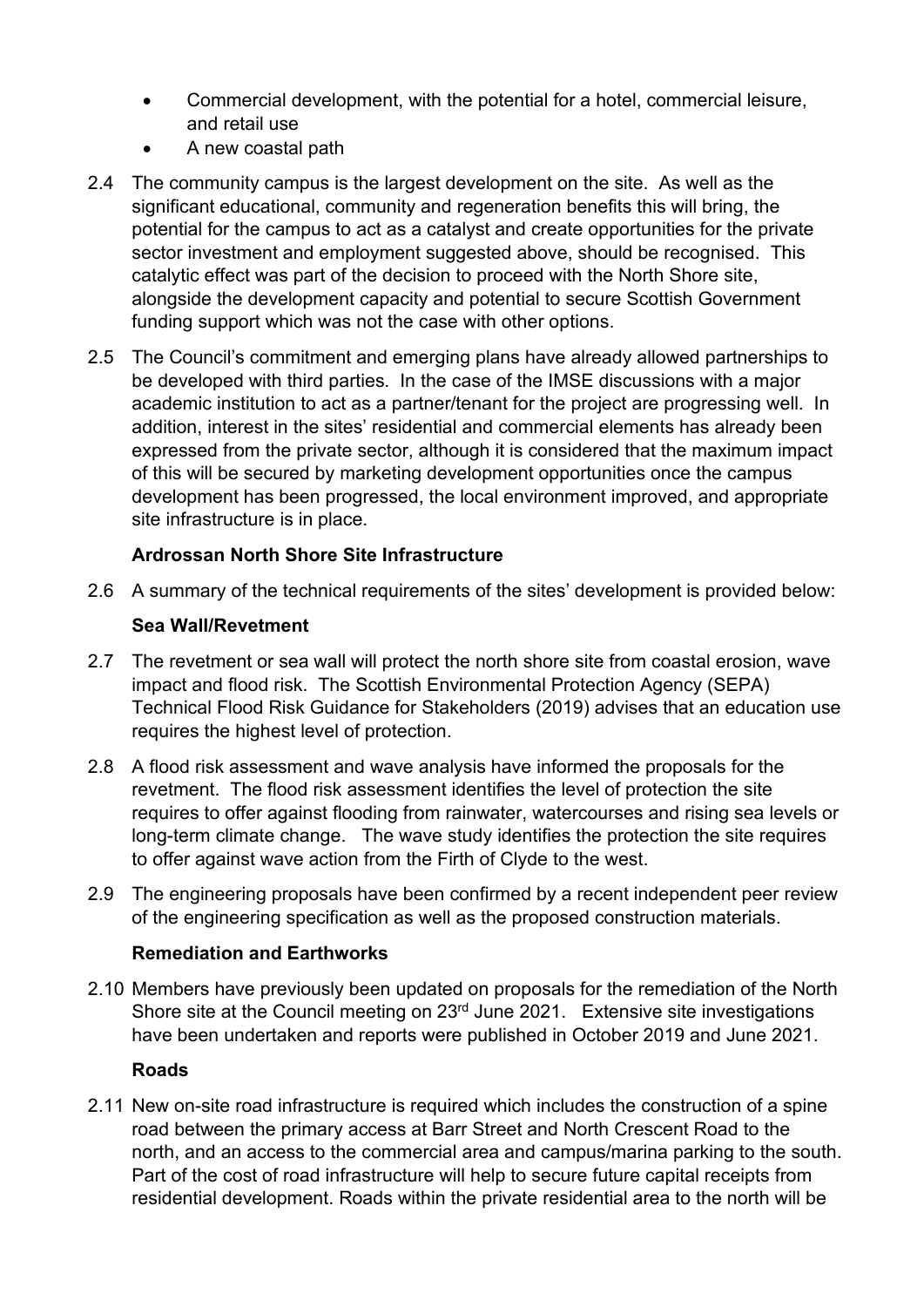- Commercial development, with the potential for a hotel, commercial leisure, and retail use
- A new coastal path

2.4 The community campus is the largest development on the site. As well as the significant educational, community and regeneration benefits this will bring, the potential for the campus to act as a catalyst and create opportunities for the private sector investment and employment suggested above, should be recognised. This catalytic effect was part of the decision to proceed with the North Shore site, alongside the development capacity and potential to secure Scottish Government funding support which was not the case with other options.

2.5 The Council's commitment and emerging plans have already allowed partnerships to be developed with third parties. In the case of the IMSE discussions with a major academic institution to act as a partner/tenant for the project are progressing well. In addition, interest in the sites' residential and commercial elements has already been expressed from the private sector, although it is considered that the maximum impact of this will be secured by marketing development opportunities once the campus development has been progressed, the local environment improved, and appropriate site infrastructure is in place.

**Ardrossan North Shore Site Infrastructure**

2.6 A summary of the technical requirements of the sites' development is provided below:

**Sea Wall/Revetment**

2.7 The revetment or sea wall will protect the north shore site from coastal erosion, wave impact and flood risk. The Scottish Environmental Protection Agency (SEPA) Technical Flood Risk Guidance for Stakeholders (2019) advises that an education use requires the highest level of protection.

2.8 A flood risk assessment and wave analysis have informed the proposals for the revetment. The flood risk assessment identifies the level of protection the site requires to offer against flooding from rainwater, watercourses and rising sea levels or long-term climate change. The wave study identifies the protection the site requires to offer against wave action from the Firth of Clyde to the west.

2.9 The engineering proposals have been confirmed by a recent independent peer review of the engineering specification as well as the proposed construction materials.

**Remediation and Earthworks**

2.10 Members have previously been updated on proposals for the remediation of the North Shore site at the Council meeting on 23rd June 2021. Extensive site investigations have been undertaken and reports were published in October 2019 and June 2021.

**Roads**

2.11 New on-site road infrastructure is required which includes the construction of a spine road between the primary access at Barr Street and North Crescent Road to the north, and an access to the commercial area and campus/marina parking to the south. Part of the cost of road infrastructure will help to secure future capital receipts from residential development. Roads within the private residential area to the north will be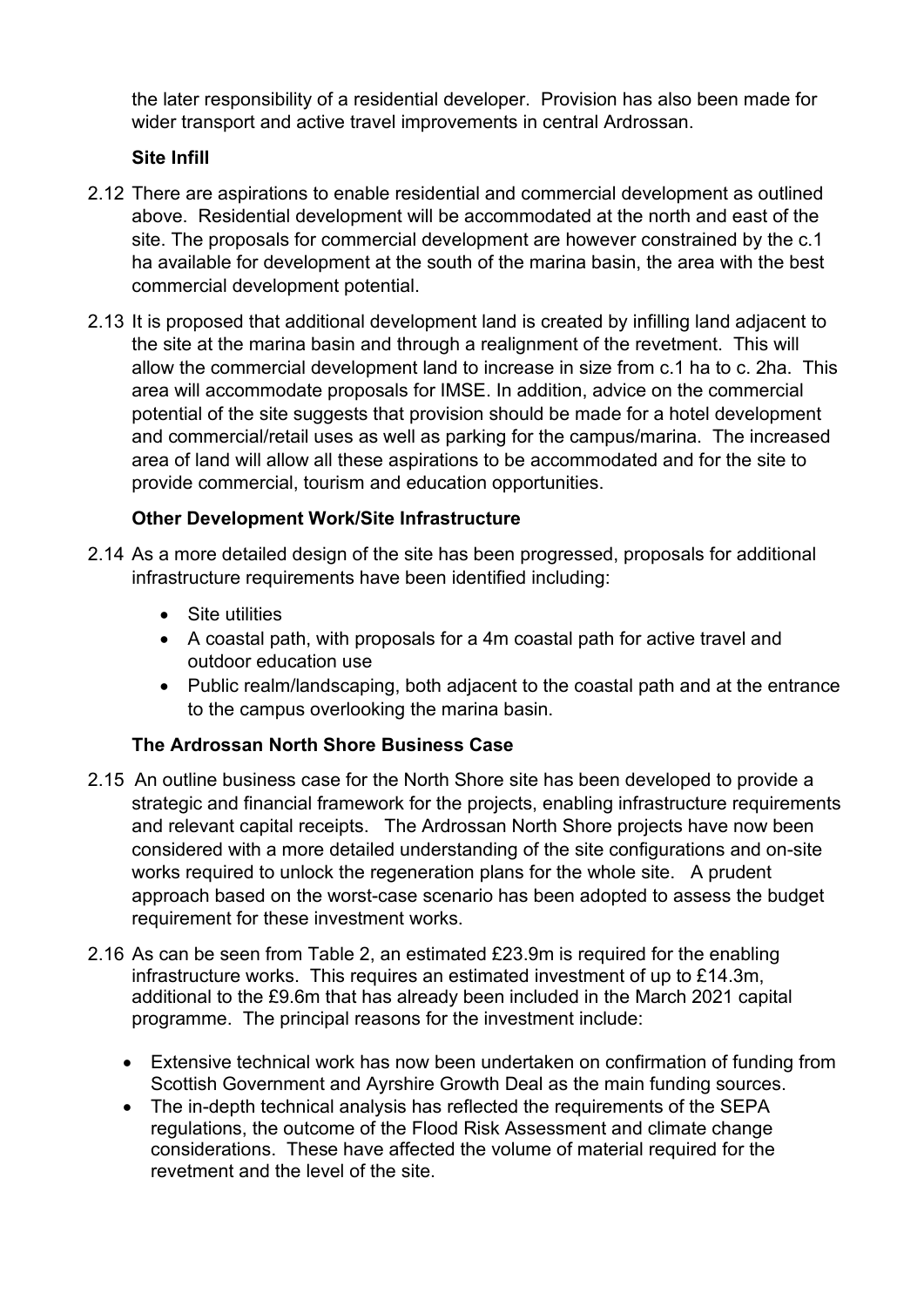the later responsibility of a residential developer. Provision has also been made for wider transport and active travel improvements in central Ardrossan.

**Site Infill**

2.12 There are aspirations to enable residential and commercial development as outlined above. Residential development will be accommodated at the north and east of the site. The proposals for commercial development are however constrained by the c.1 ha available for development at the south of the marina basin, the area with the best commercial development potential.

2.13 It is proposed that additional development land is created by infilling land adjacent to the site at the marina basin and through a realignment of the revetment. This will allow the commercial development land to increase in size from c.1 ha to c. 2ha. This area will accommodate proposals for IMSE. In addition, advice on the commercial potential of the site suggests that provision should be made for a hotel development and commercial/retail uses as well as parking for the campus/marina. The increased area of land will allow all these aspirations to be accommodated and for the site to provide commercial, tourism and education opportunities.

**Other Development Work/Site Infrastructure**

2.14 As a more detailed design of the site has been progressed, proposals for additional infrastructure requirements have been identified including:

- Site utilities
- A coastal path, with proposals for a 4m coastal path for active travel and outdoor education use
- Public realm/landscaping, both adjacent to the coastal path and at the entrance to the campus overlooking the marina basin.

**The Ardrossan North Shore Business Case**

2.15 An outline business case for the North Shore site has been developed to provide a strategic and financial framework for the projects, enabling infrastructure requirements and relevant capital receipts. The Ardrossan North Shore projects have now been considered with a more detailed understanding of the site configurations and on-site works required to unlock the regeneration plans for the whole site. A prudent approach based on the worst-case scenario has been adopted to assess the budget requirement for these investment works.

2.16 As can be seen from Table 2, an estimated £23.9m is required for the enabling infrastructure works. This requires an estimated investment of up to £14.3m, additional to the £9.6m that has already been included in the March 2021 capital programme. The principal reasons for the investment include:

- Extensive technical work has now been undertaken on confirmation of funding from Scottish Government and Ayrshire Growth Deal as the main funding sources.
- The in-depth technical analysis has reflected the requirements of the SEPA regulations, the outcome of the Flood Risk Assessment and climate change considerations. These have affected the volume of material required for the revetment and the level of the site.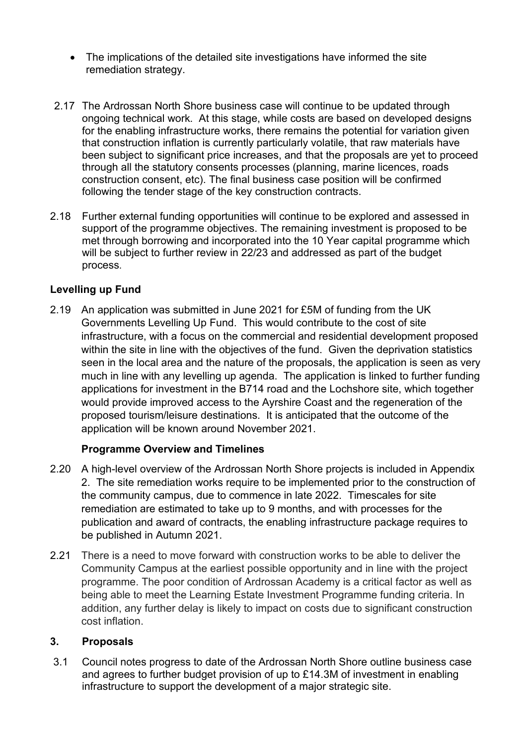- The implications of the detailed site investigations have informed the site remediation strategy.

2.17 The Ardrossan North Shore business case will continue to be updated through ongoing technical work. At this stage, while costs are based on developed designs for the enabling infrastructure works, there remains the potential for variation given that construction inflation is currently particularly volatile, that raw materials have been subject to significant price increases, and that the proposals are yet to proceed through all the statutory consents processes (planning, marine licences, roads construction consent, etc). The final business case position will be confirmed following the tender stage of the key construction contracts.

2.18 Further external funding opportunities will continue to be explored and assessed in support of the programme objectives. The remaining investment is proposed to be met through borrowing and incorporated into the 10 Year capital programme which will be subject to further review in 22/23 and addressed as part of the budget process.

**Levelling up Fund**

2.19 An application was submitted in June 2021 for £5M of funding from the UK Governments Levelling Up Fund. This would contribute to the cost of site infrastructure, with a focus on the commercial and residential development proposed within the site in line with the objectives of the fund. Given the deprivation statistics seen in the local area and the nature of the proposals, the application is seen as very much in line with any levelling up agenda. The application is linked to further funding applications for investment in the B714 road and the Lochshore site, which together would provide improved access to the Ayrshire Coast and the regeneration of the proposed tourism/leisure destinations. It is anticipated that the outcome of the application will be known around November 2021.

**Programme Overview and Timelines**

2.20 A high-level overview of the Ardrossan North Shore projects is included in Appendix 2. The site remediation works require to be implemented prior to the construction of the community campus, due to commence in late 2022. Timescales for site remediation are estimated to take up to 9 months, and with processes for the publication and award of contracts, the enabling infrastructure package requires to be published in Autumn 2021.

2.21 There is a need to move forward with construction works to be able to deliver the Community Campus at the earliest possible opportunity and in line with the project programme. The poor condition of Ardrossan Academy is a critical factor as well as being able to meet the Learning Estate Investment Programme funding criteria. In addition, any further delay is likely to impact on costs due to significant construction cost inflation.

## 3. Proposals

3.1 Council notes progress to date of the Ardrossan North Shore outline business case and agrees to further budget provision of up to £14.3M of investment in enabling infrastructure to support the development of a major strategic site.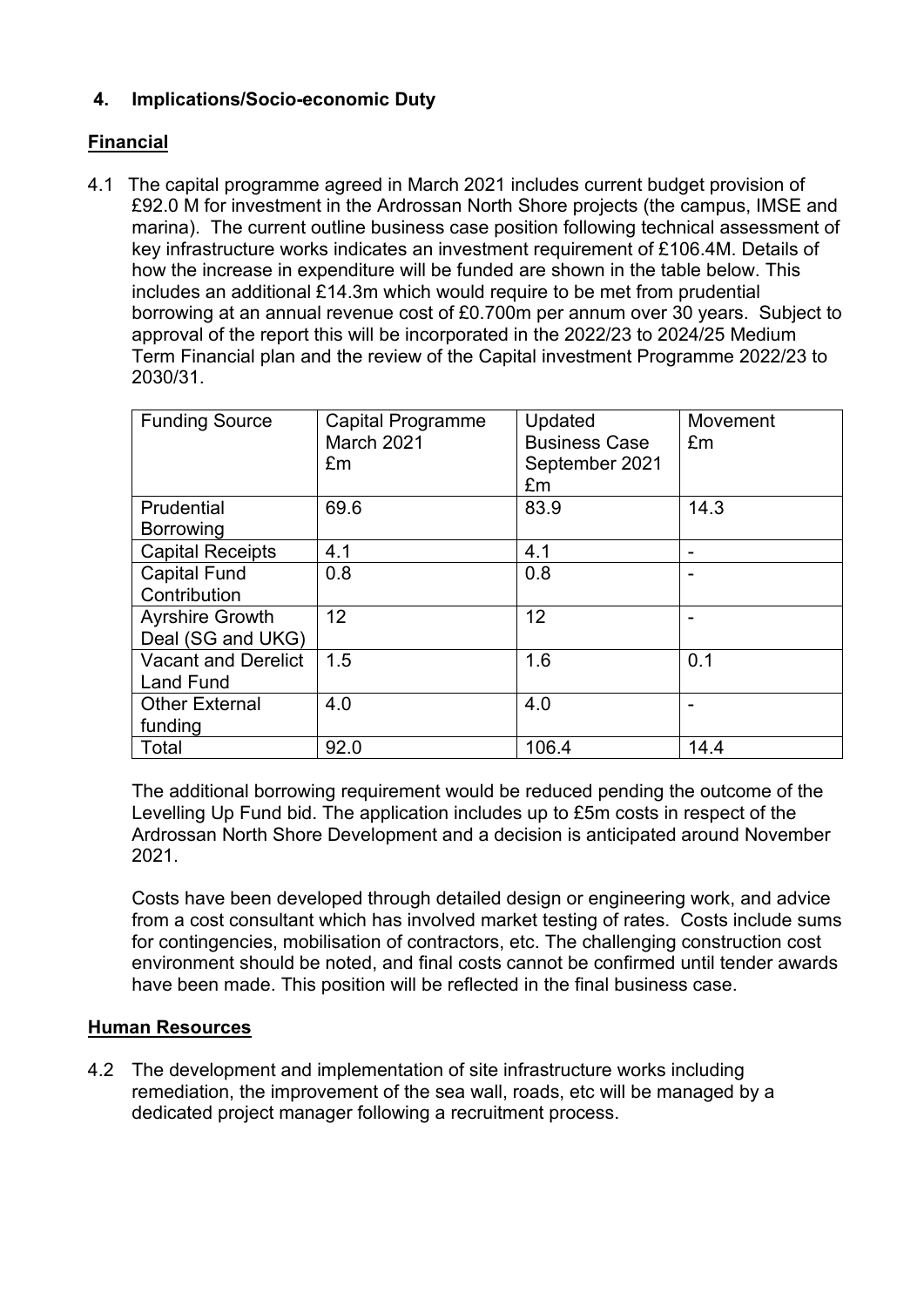## 4. Implications/Socio-economic Duty

**Financial**

4.1 The capital programme agreed in March 2021 includes current budget provision of £92.0 M for investment in the Ardrossan North Shore projects (the campus, IMSE and marina). The current outline business case position following technical assessment of key infrastructure works indicates an investment requirement of £106.4M. Details of how the increase in expenditure will be funded are shown in the table below. This includes an additional £14.3m which would require to be met from prudential borrowing at an annual revenue cost of £0.700m per annum over 30 years. Subject to approval of the report this will be incorporated in the 2022/23 to 2024/25 Medium Term Financial plan and the review of the Capital investment Programme 2022/23 to 2030/31.

| Funding Source | Capital Programme March 2021 £m | Updated Business Case September 2021 £m | Movement £m |
|---|---|---|---|
| Prudential Borrowing | 69.6 | 83.9 | 14.3 |
| Capital Receipts | 4.1 | 4.1 | - |
| Capital Fund Contribution | 0.8 | 0.8 | - |
| Ayrshire Growth Deal (SG and UKG) | 12 | 12 | - |
| Vacant and Derelict Land Fund | 1.5 | 1.6 | 0.1 |
| Other External funding | 4.0 | 4.0 | - |
| Total | 92.0 | 106.4 | 14.4 |

The additional borrowing requirement would be reduced pending the outcome of the Levelling Up Fund bid. The application includes up to £5m costs in respect of the Ardrossan North Shore Development and a decision is anticipated around November 2021.

Costs have been developed through detailed design or engineering work, and advice from a cost consultant which has involved market testing of rates. Costs include sums for contingencies, mobilisation of contractors, etc. The challenging construction cost environment should be noted, and final costs cannot be confirmed until tender awards have been made. This position will be reflected in the final business case.

**Human Resources**

4.2 The development and implementation of site infrastructure works including remediation, the improvement of the sea wall, roads, etc will be managed by a dedicated project manager following a recruitment process.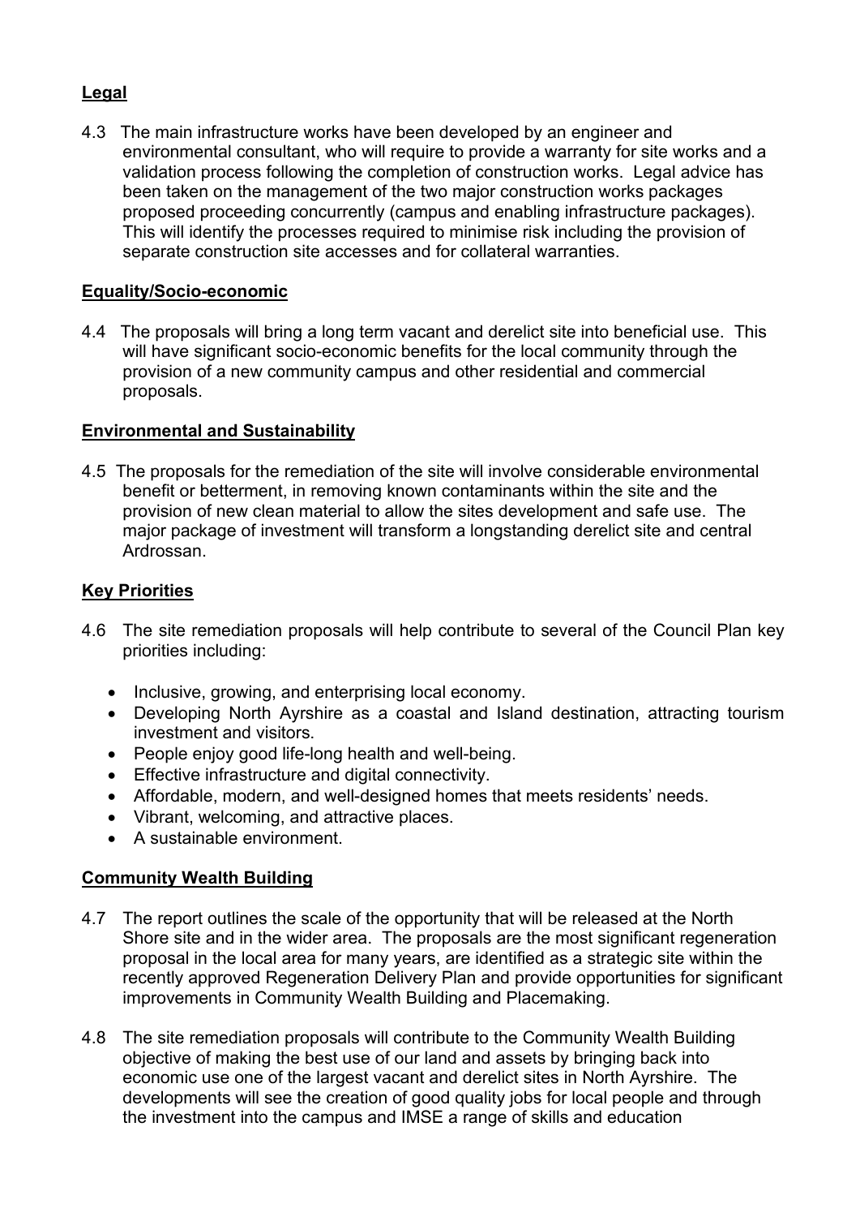**Legal**

4.3 The main infrastructure works have been developed by an engineer and environmental consultant, who will require to provide a warranty for site works and a validation process following the completion of construction works. Legal advice has been taken on the management of the two major construction works packages proposed proceeding concurrently (campus and enabling infrastructure packages). This will identify the processes required to minimise risk including the provision of separate construction site accesses and for collateral warranties.

**Equality/Socio-economic**

4.4 The proposals will bring a long term vacant and derelict site into beneficial use. This will have significant socio-economic benefits for the local community through the provision of a new community campus and other residential and commercial proposals.

**Environmental and Sustainability**

4.5 The proposals for the remediation of the site will involve considerable environmental benefit or betterment, in removing known contaminants within the site and the provision of new clean material to allow the sites development and safe use. The major package of investment will transform a longstanding derelict site and central Ardrossan.

**Key Priorities**

4.6 The site remediation proposals will help contribute to several of the Council Plan key priorities including:

- Inclusive, growing, and enterprising local economy.
- Developing North Ayrshire as a coastal and Island destination, attracting tourism investment and visitors.
- People enjoy good life-long health and well-being.
- Effective infrastructure and digital connectivity.
- Affordable, modern, and well-designed homes that meets residents' needs.
- Vibrant, welcoming, and attractive places.
- A sustainable environment.

**Community Wealth Building**

4.7 The report outlines the scale of the opportunity that will be released at the North Shore site and in the wider area. The proposals are the most significant regeneration proposal in the local area for many years, are identified as a strategic site within the recently approved Regeneration Delivery Plan and provide opportunities for significant improvements in Community Wealth Building and Placemaking.

4.8 The site remediation proposals will contribute to the Community Wealth Building objective of making the best use of our land and assets by bringing back into economic use one of the largest vacant and derelict sites in North Ayrshire. The developments will see the creation of good quality jobs for local people and through the investment into the campus and IMSE a range of skills and education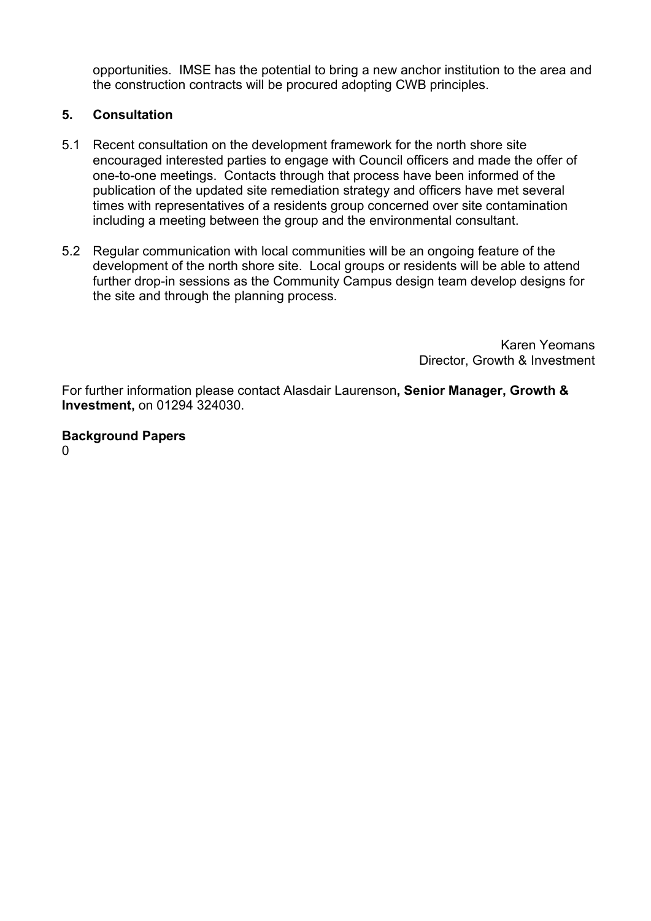opportunities. IMSE has the potential to bring a new anchor institution to the area and the construction contracts will be procured adopting CWB principles.

## 5. Consultation

5.1 Recent consultation on the development framework for the north shore site encouraged interested parties to engage with Council officers and made the offer of one-to-one meetings. Contacts through that process have been informed of the publication of the updated site remediation strategy and officers have met several times with representatives of a residents group concerned over site contamination including a meeting between the group and the environmental consultant.

5.2 Regular communication with local communities will be an ongoing feature of the development of the north shore site. Local groups or residents will be able to attend further drop-in sessions as the Community Campus design team develop designs for the site and through the planning process.

Karen Yeomans
Director, Growth & Investment

For further information please contact Alasdair Laurenson**, Senior Manager, Growth & Investment,** on 01294 324030.

**Background Papers**

0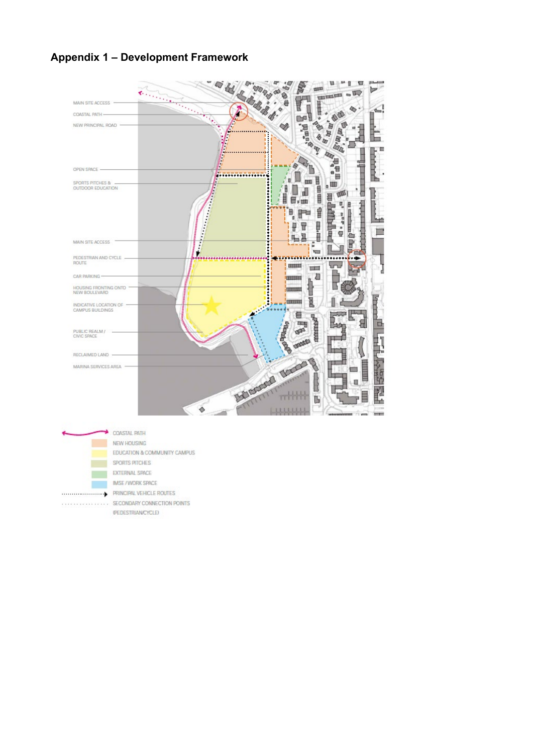## Appendix 1 – Development Framework

MAIN SITE ACCESS

COASTAL PATH

NEW PRINCIPAL ROAD

OPEN SPACE

SPORTS PITCHES & OUTDOOR EDUCATION

MAIN SITE ACCESS

PEDESTRIAN AND CYCLE ROUTE

CAR PARKING

HOUSING FRONTING ONTO NEW BOULEVARD

INDICATIVE LOCATION OF CAMPUS BUILDINGS

PUBLIC REALM / CIVIC SPACE

RECLAIMED LAND

MARINA SERVICES AREA

- COASTAL PATH
- NEW HOUSING
- EDUCATION & COMMUNITY CAMPUS
- SPORTS PITCHES
- EXTERNAL SPACE
- IMSE / WORK SPACE
- PRINCIPAL VEHICLE ROUTES
- SECONDARY CONNECTION POINTS (PEDESTRIAN/CYCLE)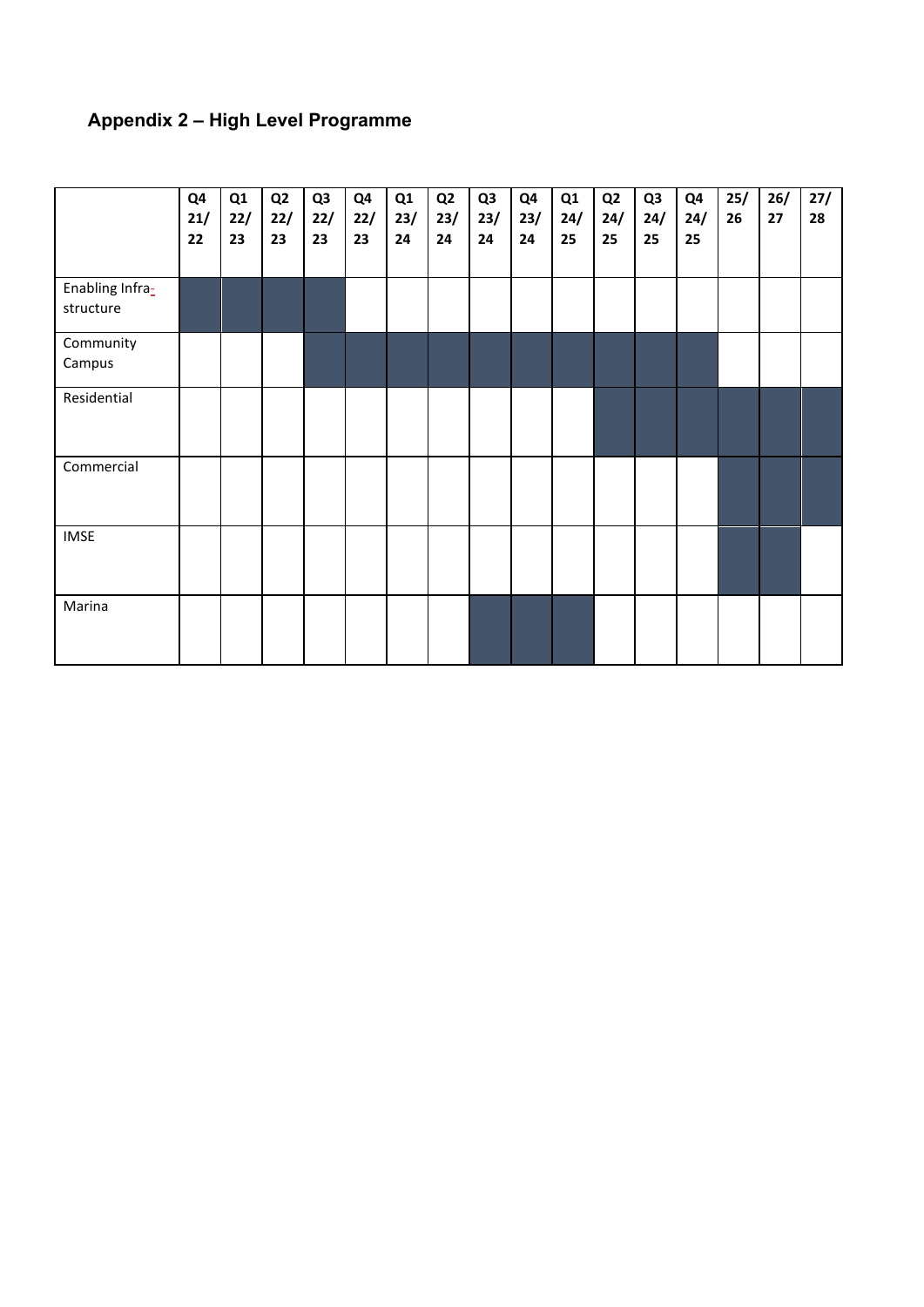## Appendix 2 – High Level Programme

| | Q4 21/22 | Q1 22/23 | Q2 22/23 | Q3 22/23 | Q4 22/23 | Q1 23/24 | Q2 23/24 | Q3 23/24 | Q4 23/24 | Q1 24/25 | Q2 24/25 | Q3 24/25 | Q4 24/25 | 25/26 | 26/27 | 27/28 |
|---|---|---|---|---|---|---|---|---|---|---|---|---|---|---|---|---|
| Enabling Infra-structure | ■ | ■ | ■ | ■ | | | | | | | | | | | | |
| Community Campus | | | | ■ | ■ | ■ | ■ | ■ | ■ | ■ | ■ | ■ | ■ | | | |
| Residential | | | | | | | | | | | ■ | ■ | ■ | ■ | ■ | ■ |
| Commercial | | | | | | | | | | | | | | ■ | ■ | ■ |
| IMSE | | | | | | | | | | | | | | ■ | ■ | |
| Marina | | | | | | | | ■ | ■ | ■ | | | | | | |